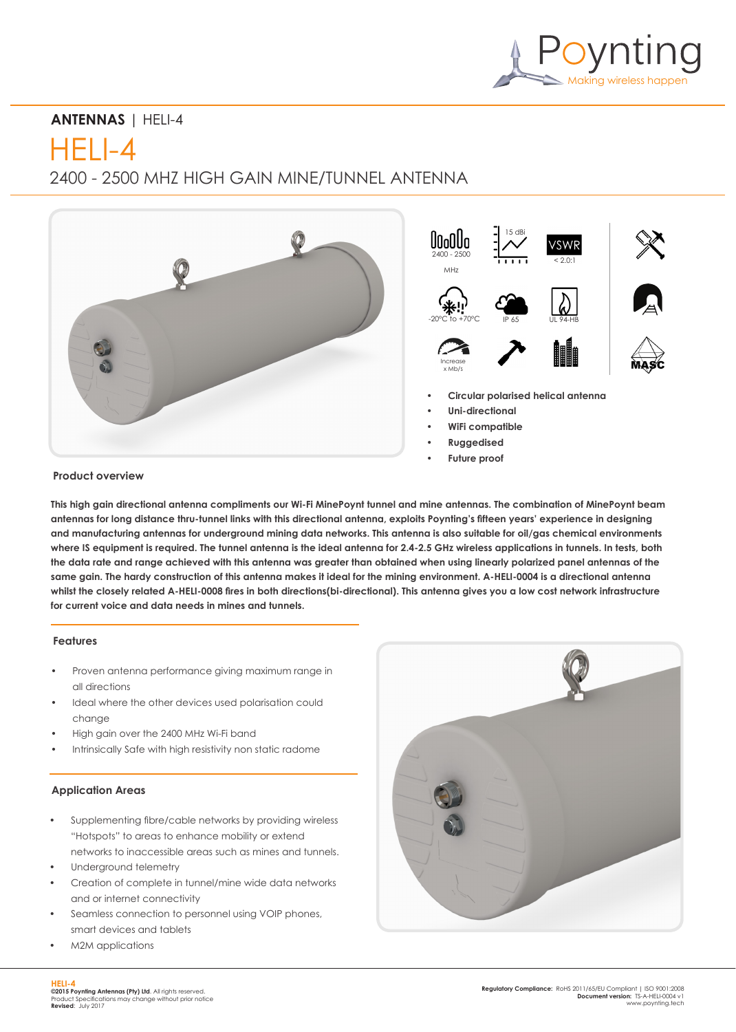ANTENNAS | HELI-4

# HELI-4

## 2400 - 2500 MHZ HIGH GAIN MINE/TUNNEL ANTENNA

2400 - 2500 MHz

15 dBi

VSWR < 2.0:1

-20°C to +70°C

IP 65

UL 94-HB

Increase x Mb/s

MASC

- **Circular polarised helical antenna**
- **Uni-directional**
- **WiFi compatible**
- **Ruggedised**
- **Future proof**

### Product overview

**This high gain directional antenna compliments our Wi-Fi MinePoynt tunnel and mine antennas. The combination of MinePoynt beam antennas for long distance thru-tunnel links with this directional antenna, exploits Poynting's fifteen years' experience in designing and manufacturing antennas for underground mining data networks. This antenna is also suitable for oil/gas chemical environments where IS equipment is required. The tunnel antenna is the ideal antenna for 2.4-2.5 GHz wireless applications in tunnels. In tests, both the data rate and range achieved with this antenna was greater than obtained when using linearly polarized panel antennas of the same gain. The hardy construction of this antenna makes it ideal for the mining environment. A-HELI-0004 is a directional antenna whilst the closely related A-HELI-0008 fires in both directions(bi-directional). This antenna gives you a low cost network infrastructure for current voice and data needs in mines and tunnels.**

### Features

- Proven antenna performance giving maximum range in all directions
- Ideal where the other devices used polarisation could change
- High gain over the 2400 MHz Wi-Fi band
- Intrinsically Safe with high resistivity non static radome

### Application Areas

- Supplementing fibre/cable networks by providing wireless "Hotspots" to areas to enhance mobility or extend networks to inaccessible areas such as mines and tunnels.
- Underground telemetry
- Creation of complete in tunnel/mine wide data networks and or internet connectivity
- Seamless connection to personnel using VOIP phones, smart devices and tablets
- M2M applications

**HELI-4**
**©2015 Poynting Antennas (Pty) Ltd.** All rights reserved.
Product Specifications may change without prior notice
**Revised**: July 2017

**Regulatory Compliance:** RoHS 2011/65/EU Compliant | ISO 9001:2008
**Document version:** TS-A-HELI-0004 v1
www.poynting.tech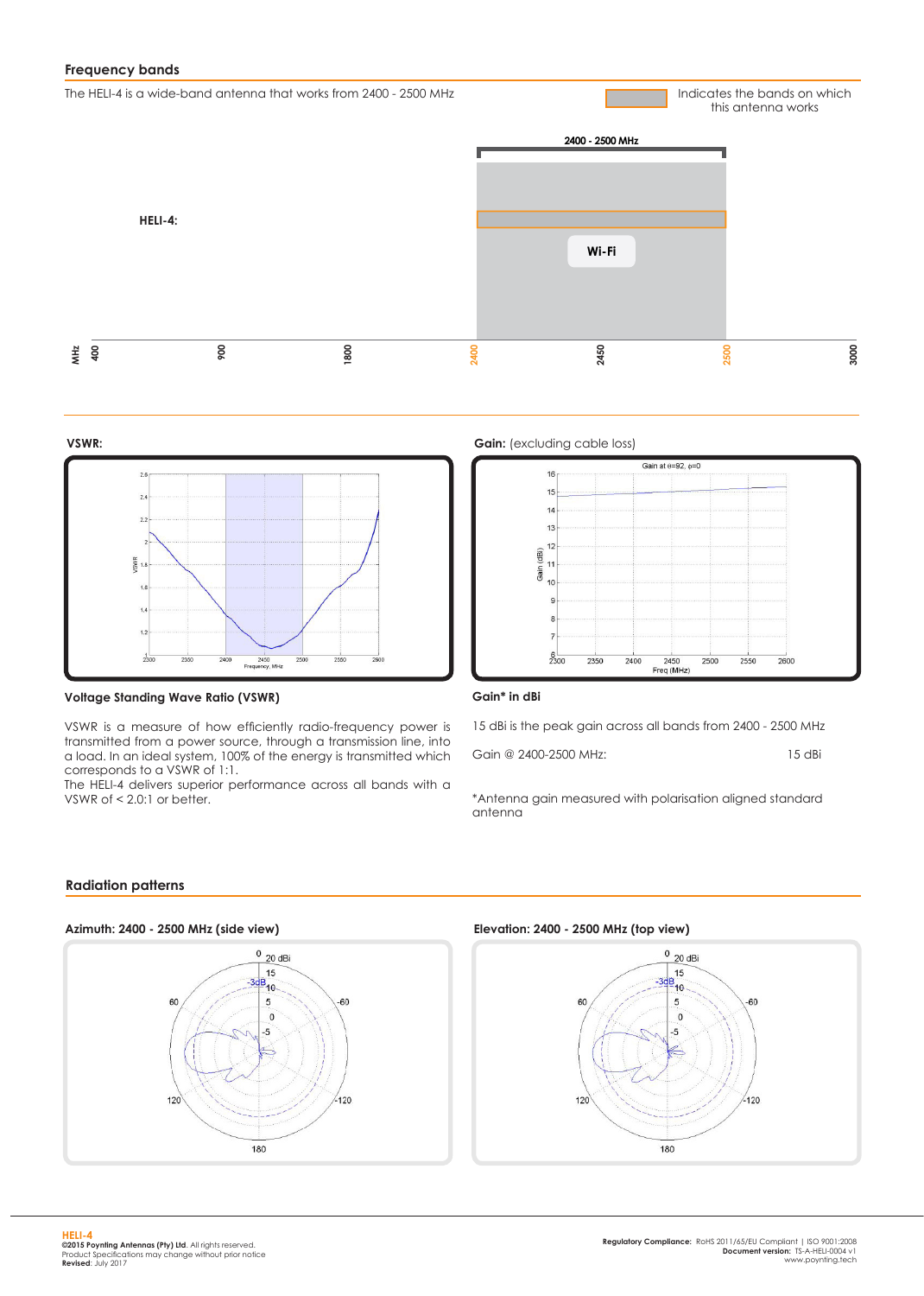## Frequency bands

The HELI-4 is a wide-band antenna that works from 2400 - 2500 MHz

Indicates the bands on which this antenna works

HELI-4:

2400 - 2500 MHz

Wi-Fi

MHz 400 900 1800 2400 2450 2500 3000

**VSWR:**

**Gain:** (excluding cable loss)

### Voltage Standing Wave Ratio (VSWR)

VSWR is a measure of how efficiently radio-frequency power is transmitted from a power source, through a transmission line, into a load. In an ideal system, 100% of the energy is transmitted which corresponds to a VSWR of 1:1.
The HELI-4 delivers superior performance across all bands with a VSWR of < 2.0:1 or better.

### Gain* in dBi

15 dBi is the peak gain across all bands from 2400 - 2500 MHz

| Gain @ 2400-2500 MHz: | 15 dBi |
|---|---|

*Antenna gain measured with polarisation aligned standard antenna

## Radiation patterns

**Azimuth: 2400 - 2500 MHz (side view)**

**Elevation: 2400 - 2500 MHz (top view)**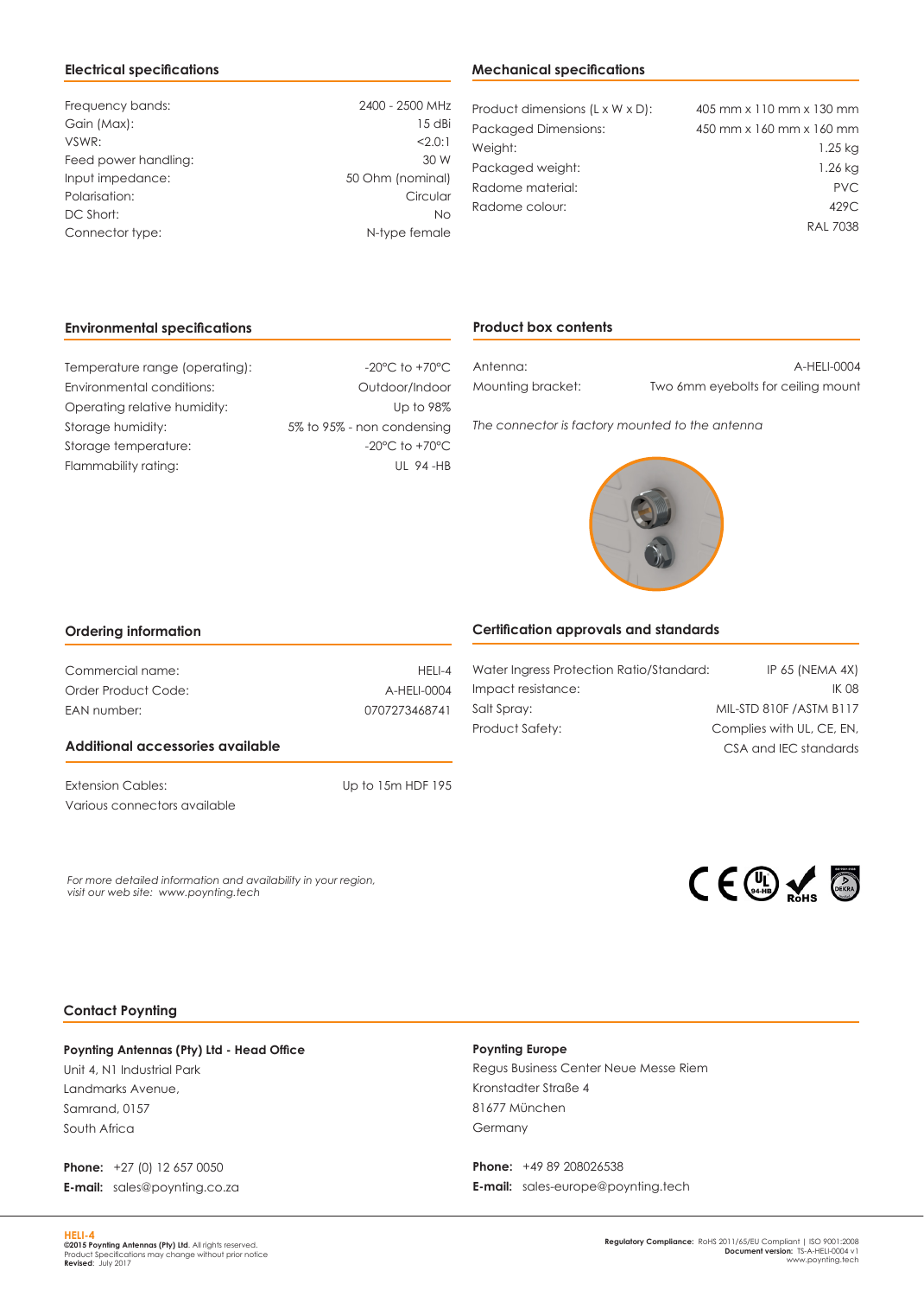## Electrical specifications

| | |
|---|---|
| Frequency bands: | 2400 - 2500 MHz |
| Gain (Max): | 15 dBi |
| VSWR: | <2.0:1 |
| Feed power handling: | 30 W |
| Input impedance: | 50 Ohm (nominal) |
| Polarisation: | Circular |
| DC Short: | No |
| Connector type: | N-type female |

## Mechanical specifications

| | |
|---|---|
| Product dimensions (L x W x D): | 405 mm x 110 mm x 130 mm |
| Packaged Dimensions: | 450 mm x 160 mm x 160 mm |
| Weight: | 1.25 kg |
| Packaged weight: | 1.26 kg |
| Radome material: | PVC |
| Radome colour: | 429C<br>RAL 7038 |

## Environmental specifications

| | |
|---|---|
| Temperature range (operating): | -20°C to +70°C |
| Environmental conditions: | Outdoor/Indoor |
| Operating relative humidity: | Up to 98% |
| Storage humidity: | 5% to 95% - non condensing |
| Storage temperature: | -20°C to +70°C |
| Flammability rating: | UL 94 -HB |

## Product box contents

| | |
|---|---|
| Antenna: | A-HELI-0004 |
| Mounting bracket: | Two 6mm eyebolts for ceiling mount |

*The connector is factory mounted to the antenna*

## Ordering information

| | |
|---|---|
| Commercial name: | HELI-4 |
| Order Product Code: | A-HELI-0004 |
| EAN number: | 0707273468741 |

## Additional accessories available

| | |
|---|---|
| Extension Cables: | Up to 15m HDF 195 |
| Various connectors available | |

## Certification approvals and standards

| | |
|---|---|
| Water Ingress Protection Ratio/Standard: | IP 65 (NEMA 4X) |
| Impact resistance: | IK 08 |
| Salt Spray: | MIL-STD 810F /ASTM B117 |
| Product Safety: | Complies with UL, CE, EN, CSA and IEC standards |

*For more detailed information and availability in your region, visit our web site: www.poynting.tech*

## Contact Poynting

**Poynting Antennas (Pty) Ltd - Head Office**
Unit 4, N1 Industrial Park
Landmarks Avenue,
Samrand, 0157
South Africa

**Phone:** +27 (0) 12 657 0050
**E-mail:** sales@poynting.co.za

**Poynting Europe**
Regus Business Center Neue Messe Riem
Kronstadter Straße 4
81677 München
Germany

**Phone:** +49 89 208026538
**E-mail:** sales-europe@poynting.tech

**HELI-4**
**©2015 Poynting Antennas (Pty) Ltd.** All rights reserved.
Product Specifications may change without prior notice
**Revised**: July 2017

**Regulatory Compliance:** RoHS 2011/65/EU Compliant | ISO 9001:2008
**Document version:** TS-A-HELI-0004 v1
www.poynting.tech